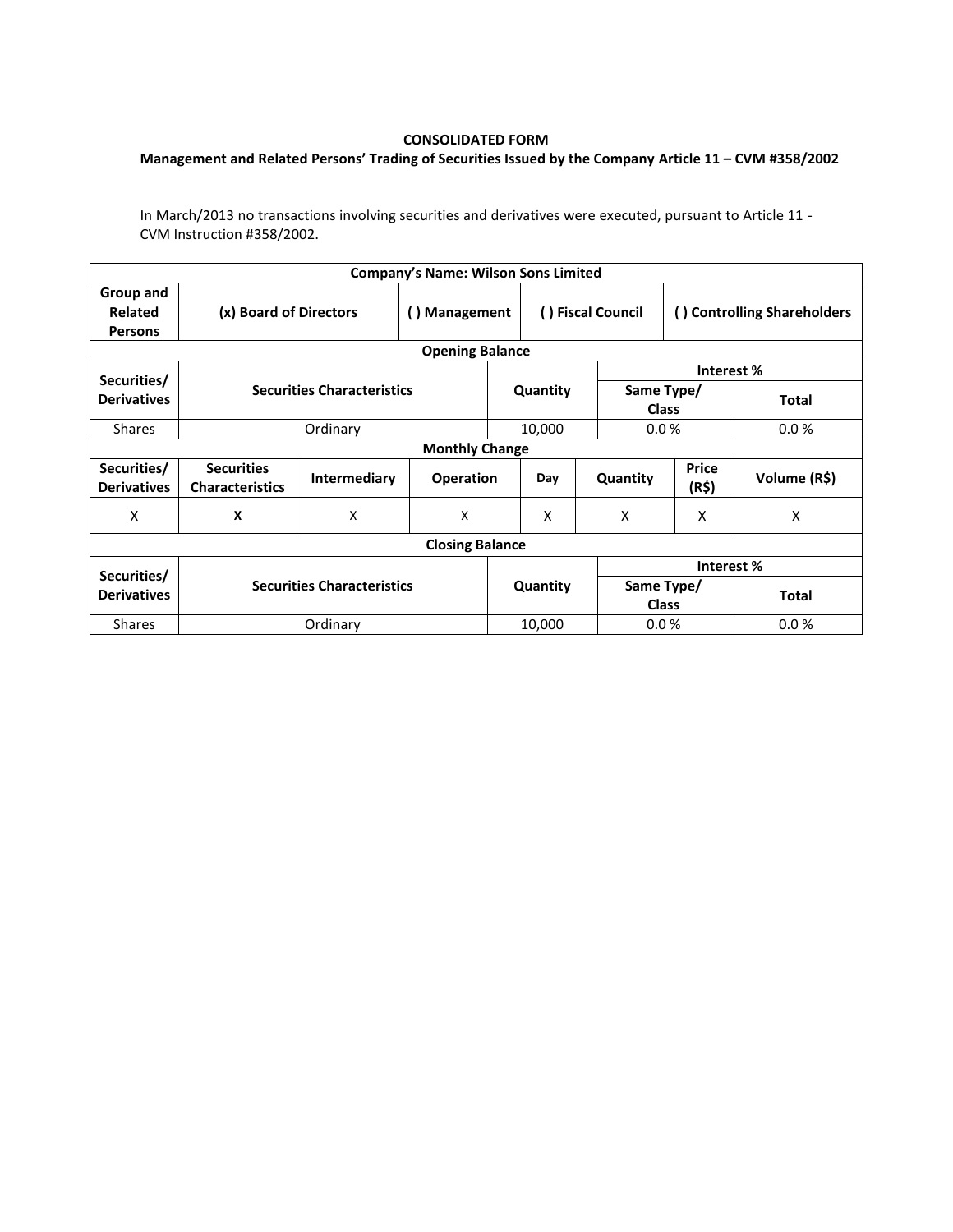**CONSOLIDATED FORM**

**Management and Related Persons' Trading of Securities Issued by the Company Article 11 – CVM #358/2002**

In March/2013 no transactions involving securities and derivatives were executed, pursuant to Article 11 - CVM Instruction #358/2002.

| **Company's Name: Wilson Sons Limited** | | | | | | | |
|---|---|---|---|---|---|---|---|
| **Group and Related Persons** | **(x) Board of Directors** | | **( ) Management** | | **( ) Fiscal Council** | **( ) Controlling Shareholders** | |
| **Opening Balance** | | | | | | | |
| **Securities/ Derivatives** | **Securities Characteristics** | | | **Quantity** | **Interest %** | | |
| | | | | | **Same Type/ Class** | | **Total** |
| Shares | Ordinary | | | 10,000 | 0.0 % | | 0.0 % |
| **Monthly Change** | | | | | | | |
| **Securities/ Derivatives** | **Securities Characteristics** | **Intermediary** | **Operation** | **Day** | **Quantity** | **Price (R$)** | **Volume (R$)** |
| X | **X** | X | X | X | X | X | X |
| **Closing Balance** | | | | | | | |
| **Securities/ Derivatives** | **Securities Characteristics** | | | **Quantity** | **Interest %** | | |
| | | | | | **Same Type/ Class** | | **Total** |
| Shares | Ordinary | | | 10,000 | 0.0 % | | 0.0 % |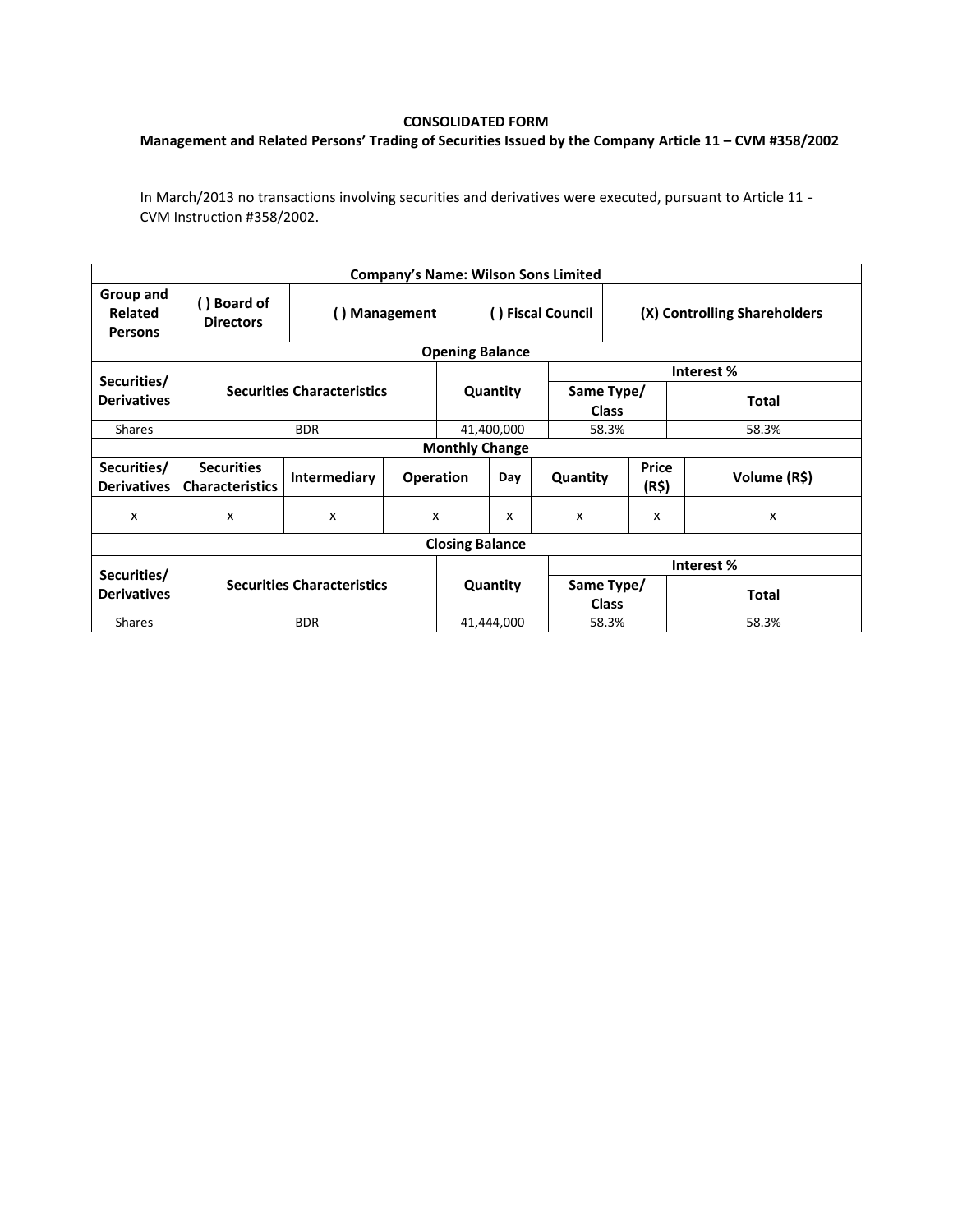**CONSOLIDATED FORM**

**Management and Related Persons' Trading of Securities Issued by the Company Article 11 – CVM #358/2002**

In March/2013 no transactions involving securities and derivatives were executed, pursuant to Article 11 - CVM Instruction #358/2002.

| **Company's Name: Wilson Sons Limited** | | | | | | | |
|---|---|---|---|---|---|---|---|
| **Group and Related Persons** | **( ) Board of Directors** | **( ) Management** | | **( ) Fiscal Council** | | **(X) Controlling Shareholders** | |
| **Opening Balance** | | | | | | | |
| **Securities/ Derivatives** | **Securities Characteristics** | | | **Quantity** | | **Interest %** | |
| | | | | | | **Same Type/ Class** | **Total** |
| Shares | BDR | | | 41,400,000 | | 58.3% | 58.3% |
| **Monthly Change** | | | | | | | |
| **Securities/ Derivatives** | **Securities Characteristics** | **Intermediary** | **Operation** | **Day** | **Quantity** | **Price (R$)** | **Volume (R$)** |
| x | x | x | x | x | x | x | x |
| **Closing Balance** | | | | | | | |
| **Securities/ Derivatives** | **Securities Characteristics** | | | **Quantity** | | **Interest %** | |
| | | | | | | **Same Type/ Class** | **Total** |
| Shares | BDR | | | 41,444,000 | | 58.3% | 58.3% |